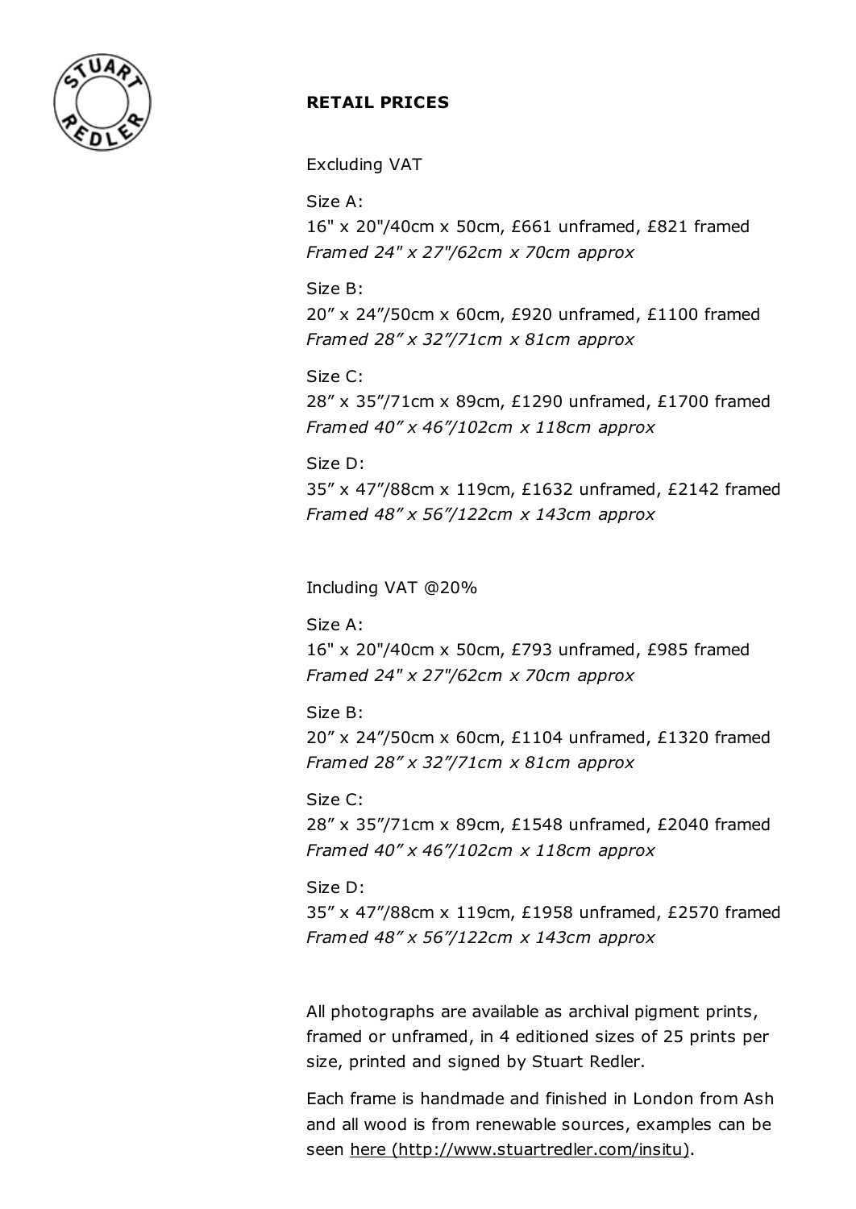**RETAIL PRICES**

Excluding VAT

Size A:
16" x 20"/40cm x 50cm, £661 unframed, £821 framed
*Framed 24" x 27"/62cm x 70cm approx*

Size B:
20” x 24”/50cm x 60cm, £920 unframed, £1100 framed
*Framed 28” x 32”/71cm x 81cm approx*

Size C:
28” x 35”/71cm x 89cm, £1290 unframed, £1700 framed
*Framed 40” x 46”/102cm x 118cm approx*

Size D:
35” x 47”/88cm x 119cm, £1632 unframed, £2142 framed
*Framed 48” x 56”/122cm x 143cm approx*

Including VAT @20%

Size A:
16" x 20"/40cm x 50cm, £793 unframed, £985 framed
*Framed 24" x 27"/62cm x 70cm approx*

Size B:
20” x 24”/50cm x 60cm, £1104 unframed, £1320 framed
*Framed 28” x 32”/71cm x 81cm approx*

Size C:
28” x 35”/71cm x 89cm, £1548 unframed, £2040 framed
*Framed 40” x 46”/102cm x 118cm approx*

Size D:
35” x 47”/88cm x 119cm, £1958 unframed, £2570 framed
*Framed 48” x 56”/122cm x 143cm approx*

All photographs are available as archival pigment prints, framed or unframed, in 4 editioned sizes of 25 prints per size, printed and signed by Stuart Redler.

Each frame is handmade and finished in London from Ash and all wood is from renewable sources, examples can be seen here (http://www.stuartredler.com/insitu).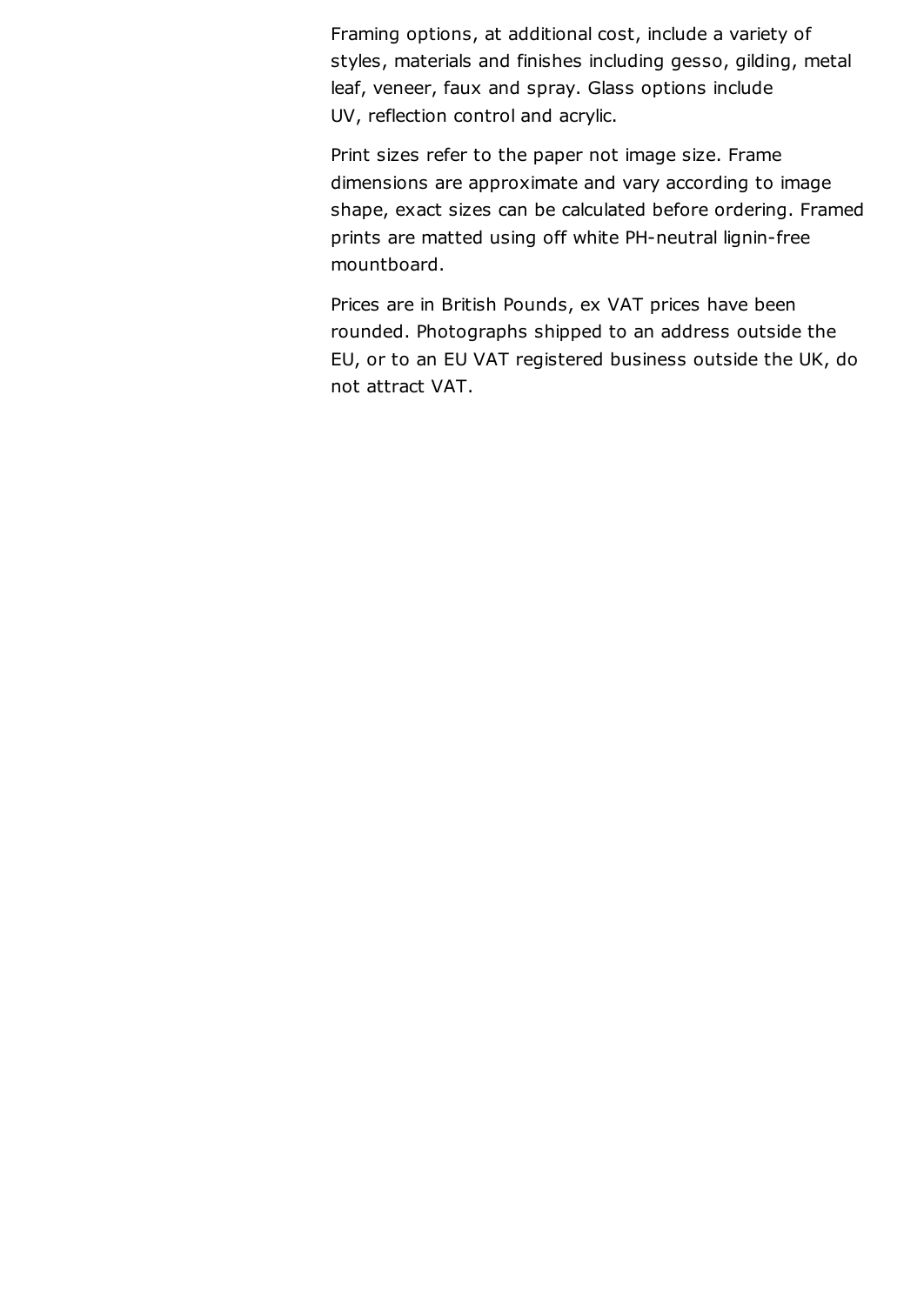Framing options, at additional cost, include a variety of styles, materials and finishes including gesso, gilding, metal leaf, veneer, faux and spray. Glass options include UV, reflection control and acrylic.

Print sizes refer to the paper not image size. Frame dimensions are approximate and vary according to image shape, exact sizes can be calculated before ordering. Framed prints are matted using off white PH-neutral lignin-free mountboard.

Prices are in British Pounds, ex VAT prices have been rounded. Photographs shipped to an address outside the EU, or to an EU VAT registered business outside the UK, do not attract VAT.